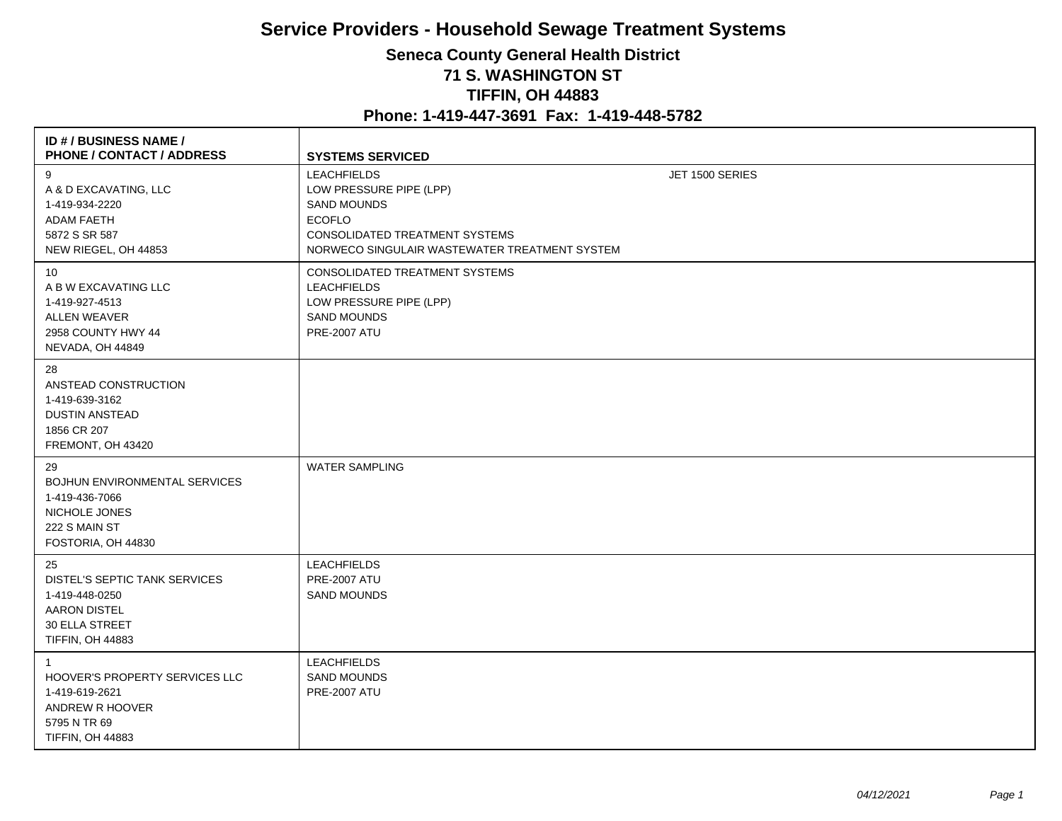# Service Providers - Household Sewage Treatment Systems

## Seneca County General Health District

### 71 S. WASHINGTON ST

### TIFFIN, OH 44883

### Phone: 1-419-447-3691 Fax: 1-419-448-5782

| ID # / BUSINESS NAME / PHONE / CONTACT / ADDRESS | SYSTEMS SERVICED | |
|---|---|---|
| 9<br>A & D EXCAVATING, LLC<br>1-419-934-2220<br>ADAM FAETH<br>5872 S SR 587<br>NEW RIEGEL, OH 44853 | LEACHFIELDS<br>LOW PRESSURE PIPE (LPP)<br>SAND MOUNDS<br>ECOFLO<br>CONSOLIDATED TREATMENT SYSTEMS<br>NORWECO SINGULAIR WASTEWATER TREATMENT SYSTEM | JET 1500 SERIES |
| 10<br>A B W EXCAVATING LLC<br>1-419-927-4513<br>ALLEN WEAVER<br>2958 COUNTY HWY 44<br>NEVADA, OH 44849 | CONSOLIDATED TREATMENT SYSTEMS<br>LEACHFIELDS<br>LOW PRESSURE PIPE (LPP)<br>SAND MOUNDS<br>PRE-2007 ATU | |
| 28<br>ANSTEAD CONSTRUCTION<br>1-419-639-3162<br>DUSTIN ANSTEAD<br>1856 CR 207<br>FREMONT, OH 43420 | | |
| 29<br>BOJHUN ENVIRONMENTAL SERVICES<br>1-419-436-7066<br>NICHOLE JONES<br>222 S MAIN ST<br>FOSTORIA, OH 44830 | WATER SAMPLING | |
| 25<br>DISTEL'S SEPTIC TANK SERVICES<br>1-419-448-0250<br>AARON DISTEL<br>30 ELLA STREET<br>TIFFIN, OH 44883 | LEACHFIELDS<br>PRE-2007 ATU<br>SAND MOUNDS | |
| 1<br>HOOVER'S PROPERTY SERVICES LLC<br>1-419-619-2621<br>ANDREW R HOOVER<br>5795 N TR 69<br>TIFFIN, OH 44883 | LEACHFIELDS<br>SAND MOUNDS<br>PRE-2007 ATU | |

*04/12/2021*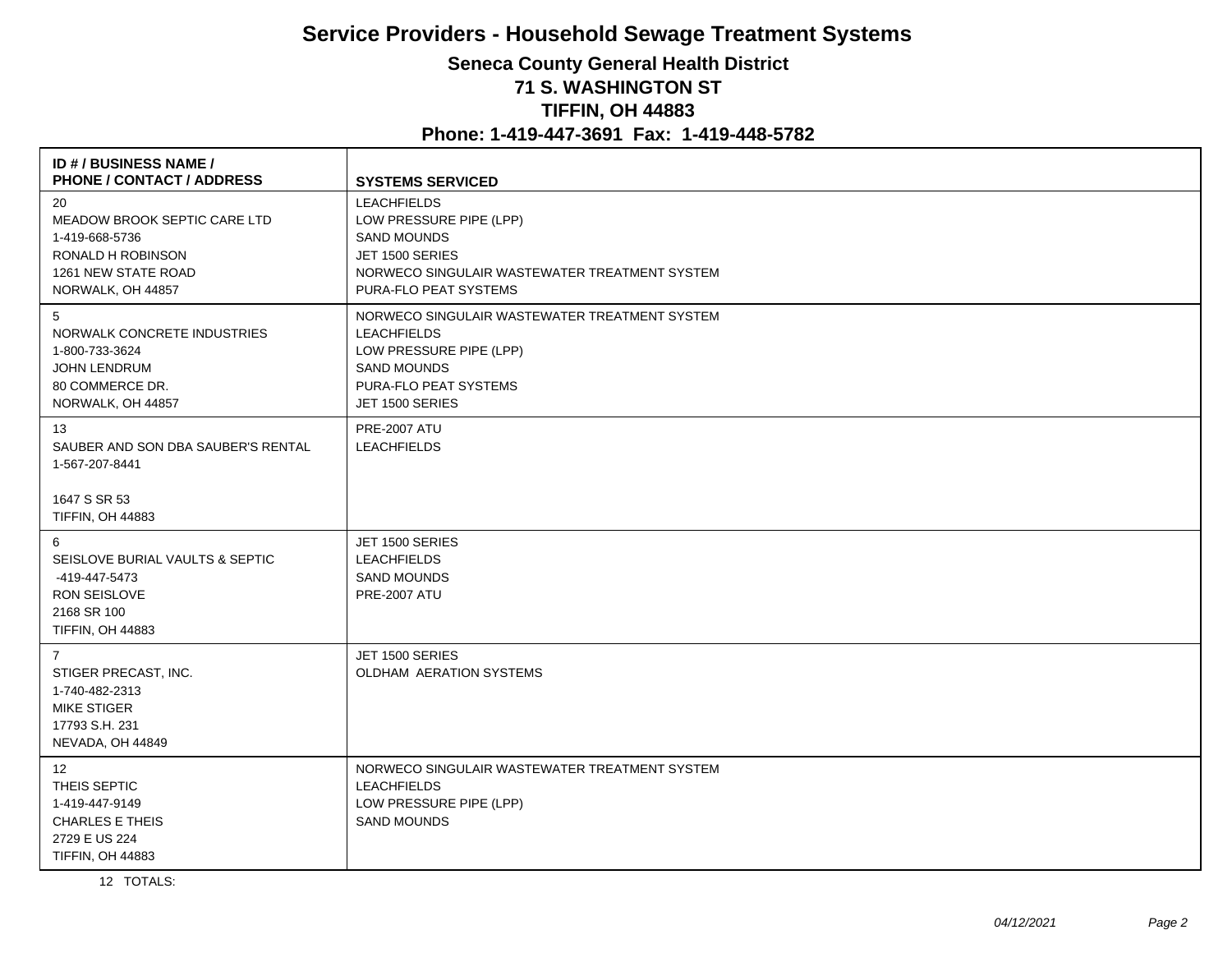# Service Providers - Household Sewage Treatment Systems

**Seneca County General Health District**
**71 S. WASHINGTON ST**
**TIFFIN, OH 44883**
**Phone: 1-419-447-3691 Fax: 1-419-448-5782**

| ID # / BUSINESS NAME / PHONE / CONTACT / ADDRESS | SYSTEMS SERVICED |
|---|---|
| 20<br>MEADOW BROOK SEPTIC CARE LTD<br>1-419-668-5736<br>RONALD H ROBINSON<br>1261 NEW STATE ROAD<br>NORWALK, OH 44857 | LEACHFIELDS<br>LOW PRESSURE PIPE (LPP)<br>SAND MOUNDS<br>JET 1500 SERIES<br>NORWECO SINGULAIR WASTEWATER TREATMENT SYSTEM<br>PURA-FLO PEAT SYSTEMS |
| 5<br>NORWALK CONCRETE INDUSTRIES<br>1-800-733-3624<br>JOHN LENDRUM<br>80 COMMERCE DR.<br>NORWALK, OH 44857 | NORWECO SINGULAIR WASTEWATER TREATMENT SYSTEM<br>LEACHFIELDS<br>LOW PRESSURE PIPE (LPP)<br>SAND MOUNDS<br>PURA-FLO PEAT SYSTEMS<br>JET 1500 SERIES |
| 13<br>SAUBER AND SON DBA SAUBER'S RENTAL<br>1-567-207-8441<br><br>1647 S SR 53<br>TIFFIN, OH 44883 | PRE-2007 ATU<br>LEACHFIELDS |
| 6<br>SEISLOVE BURIAL VAULTS & SEPTIC<br>-419-447-5473<br>RON SEISLOVE<br>2168 SR 100<br>TIFFIN, OH 44883 | JET 1500 SERIES<br>LEACHFIELDS<br>SAND MOUNDS<br>PRE-2007 ATU |
| 7<br>STIGER PRECAST, INC.<br>1-740-482-2313<br>MIKE STIGER<br>17793 S.H. 231<br>NEVADA, OH 44849 | JET 1500 SERIES<br>OLDHAM AERATION SYSTEMS |
| 12<br>THEIS SEPTIC<br>1-419-447-9149<br>CHARLES E THEIS<br>2729 E US 224<br>TIFFIN, OH 44883 | NORWECO SINGULAIR WASTEWATER TREATMENT SYSTEM<br>LEACHFIELDS<br>LOW PRESSURE PIPE (LPP)<br>SAND MOUNDS |

12 TOTALS:

*04/12/2021*